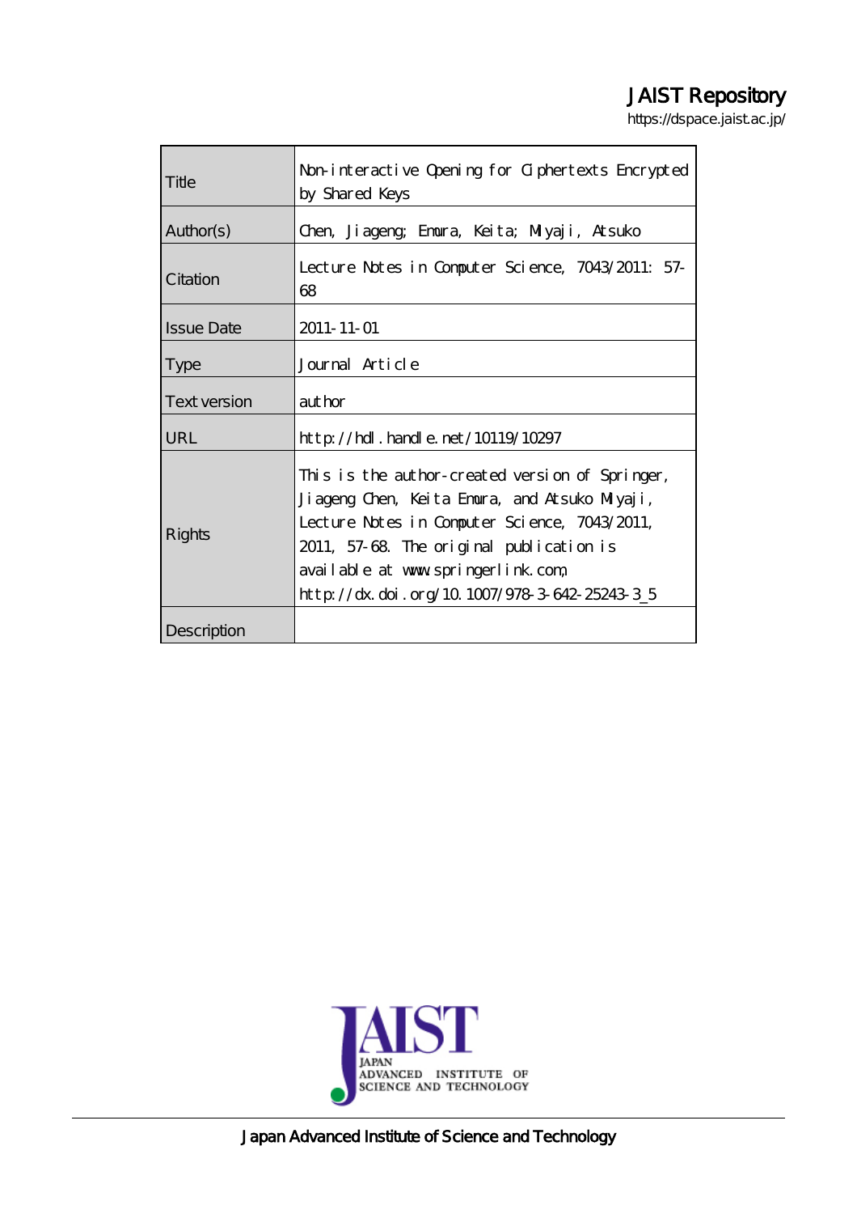# JAIST Repository

https://dspace.jaist.ac.jp/

| | |
|---|---|
| Title | Non-interactive Opening for Ciphertexts Encrypted by Shared Keys |
| Author(s) | Chen, Jiageng; Emura, Keita; Miyaji, Atsuko |
| Citation | Lecture Notes in Computer Science, 7043/2011: 57-68 |
| Issue Date | 2011-11-01 |
| Type | Journal Article |
| Text version | author |
| URL | http://hdl.handle.net/10119/10297 |
| Rights | This is the author-created version of Springer, Jiageng Chen, Keita Emura, and Atsuko Miyaji, Lecture Notes in Computer Science, 7043/2011, 2011, 57-68. The original publication is available at www.springerlink.com, http://dx.doi.org/10.1007/978-3-642-25243-3_5 |
| Description | |

JAIST JAPAN ADVANCED INSTITUTE OF SCIENCE AND TECHNOLOGY

Japan Advanced Institute of Science and Technology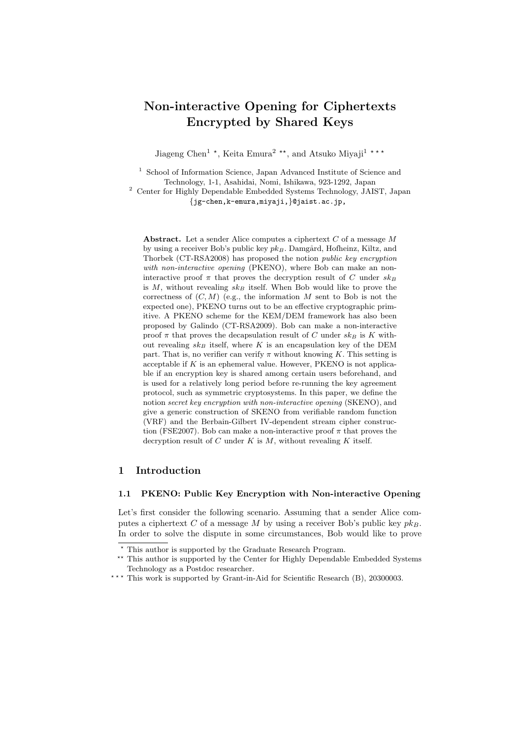# Non-interactive Opening for Ciphertexts Encrypted by Shared Keys

Jiageng Chen[1] *, Keita Emura[2] **, and Atsuko Miyaji[1] ***

[1] School of Information Science, Japan Advanced Institute of Science and Technology, 1-1, Asahidai, Nomi, Ishikawa, 923-1292, Japan
[2] Center for Highly Dependable Embedded Systems Technology, JAIST, Japan
{jg-chen,k-emura,miyaji,}@jaist.ac.jp,

**Abstract.** Let a sender Alice computes a ciphertext $C$ of a message $M$ by using a receiver Bob's public key $pk_B$. Damgård, Hofheinz, Kiltz, and Thorbek (CT-RSA2008) has proposed the notion *public key encryption with non-interactive opening* (PKENO), where Bob can make an non-interactive proof $\pi$ that proves the decryption result of $C$ under $sk_B$ is $M$, without revealing $sk_B$ itself. When Bob would like to prove the correctness of $(C, M)$ (e.g., the information $M$ sent to Bob is not the expected one), PKENO turns out to be an effective cryptographic primitive. A PKENO scheme for the KEM/DEM framework has also been proposed by Galindo (CT-RSA2009). Bob can make a non-interactive proof $\pi$ that proves the decapsulation result of $C$ under $sk_B$ is $K$ without revealing $sk_B$ itself, where $K$ is an encapsulation key of the DEM part. That is, no verifier can verify $\pi$ without knowing $K$. This setting is acceptable if $K$ is an ephemeral value. However, PKENO is not applicable if an encryption key is shared among certain users beforehand, and is used for a relatively long period before re-running the key agreement protocol, such as symmetric cryptosystems. In this paper, we define the notion *secret key encryption with non-interactive opening* (SKENO), and give a generic construction of SKENO from verifiable random function (VRF) and the Berbain-Gilbert IV-dependent stream cipher construction (FSE2007). Bob can make a non-interactive proof $\pi$ that proves the decryption result of $C$ under $K$ is $M$, without revealing $K$ itself.

## 1 Introduction

### 1.1 PKENO: Public Key Encryption with Non-interactive Opening

Let's first consider the following scenario. Assuming that a sender Alice computes a ciphertext $C$ of a message $M$ by using a receiver Bob's public key $pk_B$. In order to solve the dispute in some circumstances, Bob would like to prove

---

* This author is supported by the Graduate Research Program.

** This author is supported by the Center for Highly Dependable Embedded Systems Technology as a Postdoc researcher.

*** This work is supported by Grant-in-Aid for Scientific Research (B), 20300003.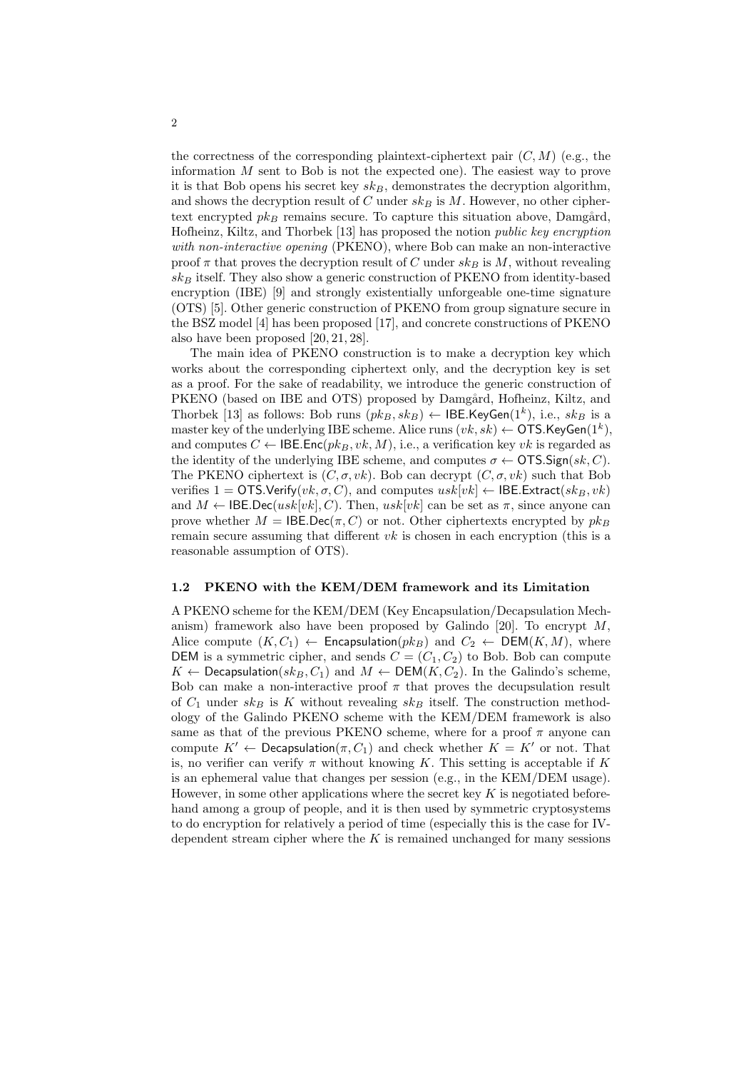the correctness of the corresponding plaintext-ciphertext pair $(C, M)$ (e.g., the information $M$ sent to Bob is not the expected one). The easiest way to prove it is that Bob opens his secret key $sk_B$, demonstrates the decryption algorithm, and shows the decryption result of $C$ under $sk_B$ is $M$. However, no other ciphertext encrypted $pk_B$ remains secure. To capture this situation above, Damgård, Hofheinz, Kiltz, and Thorbek [13] has proposed the notion *public key encryption with non-interactive opening* (PKENO), where Bob can make an non-interactive proof $\pi$ that proves the decryption result of $C$ under $sk_B$ is $M$, without revealing $sk_B$ itself. They also show a generic construction of PKENO from identity-based encryption (IBE) [9] and strongly existentially unforgeable one-time signature (OTS) [5]. Other generic construction of PKENO from group signature secure in the BSZ model [4] has been proposed [17], and concrete constructions of PKENO also have been proposed [20, 21, 28].

The main idea of PKENO construction is to make a decryption key which works about the corresponding ciphertext only, and the decryption key is set as a proof. For the sake of readability, we introduce the generic construction of PKENO (based on IBE and OTS) proposed by Damgård, Hofheinz, Kiltz, and Thorbek [13] as follows: Bob runs $(pk_B, sk_B) \leftarrow \mathsf{IBE.KeyGen}(1^k)$, i.e., $sk_B$ is a master key of the underlying IBE scheme. Alice runs $(vk, sk) \leftarrow \mathsf{OTS.KeyGen}(1^k)$, and computes $C \leftarrow \mathsf{IBE.Enc}(pk_B, vk, M)$, i.e., a verification key $vk$ is regarded as the identity of the underlying IBE scheme, and computes $\sigma \leftarrow \mathsf{OTS.Sign}(sk, C)$. The PKENO ciphertext is $(C, \sigma, vk)$. Bob can decrypt $(C, \sigma, vk)$ such that Bob verifies $1 = \mathsf{OTS.Verify}(vk, \sigma, C)$, and computes $usk[vk] \leftarrow \mathsf{IBE.Extract}(sk_B, vk)$ and $M \leftarrow \mathsf{IBE.Dec}(usk[vk], C)$. Then, $usk[vk]$ can be set as $\pi$, since anyone can prove whether $M = \mathsf{IBE.Dec}(\pi, C)$ or not. Other ciphertexts encrypted by $pk_B$ remain secure assuming that different $vk$ is chosen in each encryption (this is a reasonable assumption of OTS).

### 1.2 PKENO with the KEM/DEM framework and its Limitation

A PKENO scheme for the KEM/DEM (Key Encapsulation/Decapsulation Mechanism) framework also have been proposed by Galindo [20]. To encrypt $M$, Alice compute $(K, C_1) \leftarrow \mathsf{Encapsulation}(pk_B)$ and $C_2 \leftarrow \mathsf{DEM}(K, M)$, where $\mathsf{DEM}$ is a symmetric cipher, and sends $C = (C_1, C_2)$ to Bob. Bob can compute $K \leftarrow \mathsf{Decapsulation}(sk_B, C_1)$ and $M \leftarrow \mathsf{DEM}(K, C_2)$. In the Galindo's scheme, Bob can make a non-interactive proof $\pi$ that proves the decupsulation result of $C_1$ under $sk_B$ is $K$ without revealing $sk_B$ itself. The construction methodology of the Galindo PKENO scheme with the KEM/DEM framework is also same as that of the previous PKENO scheme, where for a proof $\pi$ anyone can compute $K' \leftarrow \mathsf{Decapsulation}(\pi, C_1)$ and check whether $K = K'$ or not. That is, no verifier can verify $\pi$ without knowing $K$. This setting is acceptable if $K$ is an ephemeral value that changes per session (e.g., in the KEM/DEM usage). However, in some other applications where the secret key $K$ is negotiated beforehand among a group of people, and it is then used by symmetric cryptosystems to do encryption for relatively a period of time (especially this is the case for IV-dependent stream cipher where the $K$ is remained unchanged for many sessions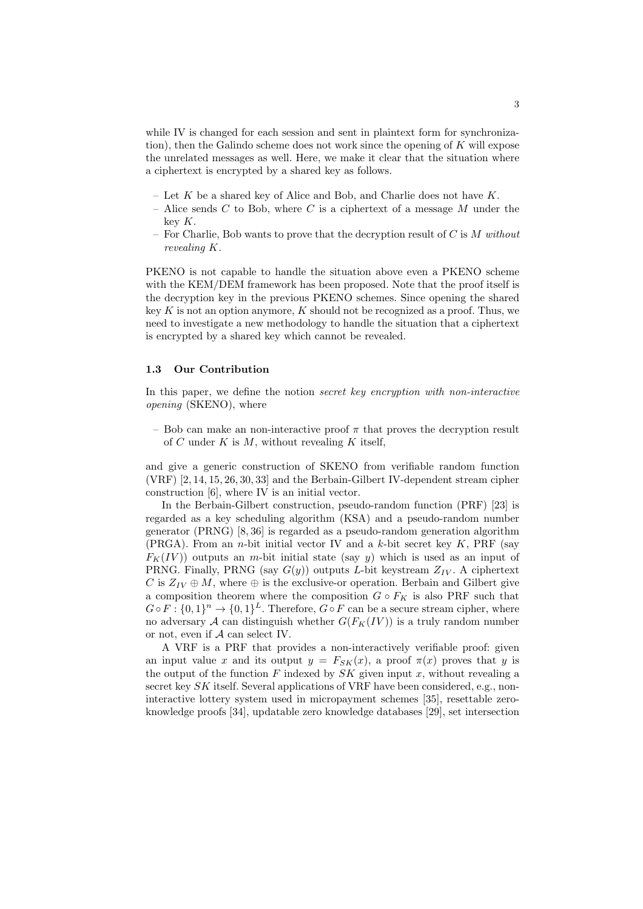while IV is changed for each session and sent in plaintext form for synchronization), then the Galindo scheme does not work since the opening of $K$ will expose the unrelated messages as well. Here, we make it clear that the situation where a ciphertext is encrypted by a shared key as follows.

- Let $K$ be a shared key of Alice and Bob, and Charlie does not have $K$.
- Alice sends $C$ to Bob, where $C$ is a ciphertext of a message $M$ under the key $K$.
- For Charlie, Bob wants to prove that the decryption result of $C$ is $M$ *without revealing* $K$.

PKENO is not capable to handle the situation above even a PKENO scheme with the KEM/DEM framework has been proposed. Note that the proof itself is the decryption key in the previous PKENO schemes. Since opening the shared key $K$ is not an option anymore, $K$ should not be recognized as a proof. Thus, we need to investigate a new methodology to handle the situation that a ciphertext is encrypted by a shared key which cannot be revealed.

### 1.3 Our Contribution

In this paper, we define the notion *secret key encryption with non-interactive opening* (SKENO), where

- Bob can make an non-interactive proof $\pi$ that proves the decryption result of $C$ under $K$ is $M$, without revealing $K$ itself,

and give a generic construction of SKENO from verifiable random function (VRF) [2, 14, 15, 26, 30, 33] and the Berbain-Gilbert IV-dependent stream cipher construction [6], where IV is an initial vector.

In the Berbain-Gilbert construction, pseudo-random function (PRF) [23] is regarded as a key scheduling algorithm (KSA) and a pseudo-random number generator (PRNG) [8, 36] is regarded as a pseudo-random generation algorithm (PRGA). From an $n$-bit initial vector IV and a $k$-bit secret key $K$, PRF (say $F_K(IV)$) outputs an $m$-bit initial state (say $y$) which is used as an input of PRNG. Finally, PRNG (say $G(y)$) outputs $L$-bit keystream $Z_{IV}$. A ciphertext $C$ is $Z_{IV} \oplus M$, where $\oplus$ is the exclusive-or operation. Berbain and Gilbert give a composition theorem where the composition $G \circ F_K$ is also PRF such that $G \circ F : \{0,1\}^n \to \{0,1\}^L$. Therefore, $G \circ F$ can be a secure stream cipher, where no adversary $\mathcal{A}$ can distinguish whether $G(F_K(IV))$ is a truly random number or not, even if $\mathcal{A}$ can select IV.

A VRF is a PRF that provides a non-interactively verifiable proof: given an input value $x$ and its output $y = F_{SK}(x)$, a proof $\pi(x)$ proves that $y$ is the output of the function $F$ indexed by $SK$ given input $x$, without revealing a secret key $SK$ itself. Several applications of VRF have been considered, e.g., non-interactive lottery system used in micropayment schemes [35], resettable zero-knowledge proofs [34], updatable zero knowledge databases [29], set intersection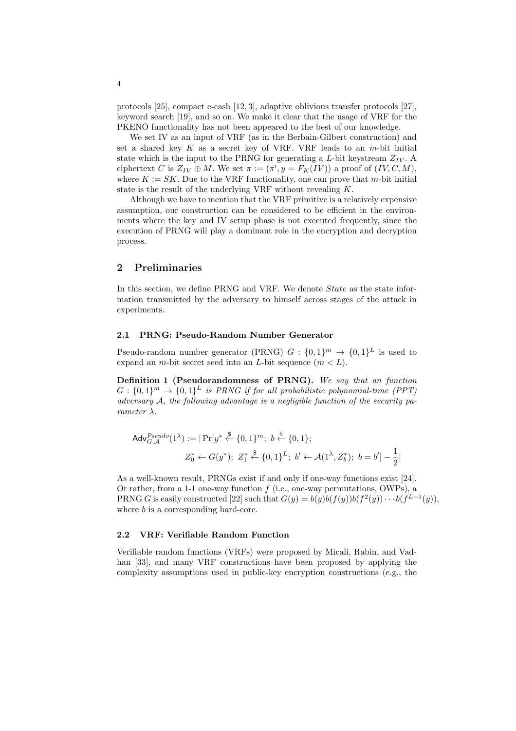protocols [25], compact e-cash [12, 3], adaptive oblivious transfer protocols [27], keyword search [19], and so on. We make it clear that the usage of VRF for the PKENO functionality has not been appeared to the best of our knowledge.

We set IV as an input of VRF (as in the Berbain-Gilbert construction) and set a shared key $K$ as a secret key of VRF. VRF leads to an $m$-bit initial state which is the input to the PRNG for generating a $L$-bit keystream $Z_{IV}$. A ciphertext $C$ is $Z_{IV} \oplus M$. We set $\pi := (\pi', y = F_K(IV))$ a proof of $(IV, C, M)$, where $K := SK$. Due to the VRF functionality, one can prove that $m$-bit initial state is the result of the underlying VRF without revealing $K$.

Although we have to mention that the VRF primitive is a relatively expensive assumption, our construction can be considered to be efficient in the environments where the key and IV setup phase is not executed frequently, since the execution of PRNG will play a dominant role in the encryption and decryption process.

## 2 Preliminaries

In this section, we define PRNG and VRF. We denote *State* as the state information transmitted by the adversary to himself across stages of the attack in experiments.

### 2.1 PRNG: Pseudo-Random Number Generator

Pseudo-random number generator (PRNG) $G : \{0,1\}^m \to \{0,1\}^L$ is used to expand an $m$-bit secret seed into an $L$-bit sequence ($m < L$).

**Definition 1 (Pseudorandomness of PRNG).** *We say that an function $G : \{0,1\}^m \to \{0,1\}^L$ is PRNG if for all probabilistic polynomial-time (PPT) adversary $\mathcal{A}$, the following advantage is a negligible function of the security parameter $\lambda$.*

$$\mathsf{Adv}_{G,\mathcal{A}}^{Pseudo}(1^\lambda) := |\Pr[y^* \xleftarrow{\$} \{0,1\}^m;\ b \xleftarrow{\$} \{0,1\};$$
$$Z_0^* \leftarrow G(y^*);\ Z_1^* \xleftarrow{\$} \{0,1\}^L;\ b' \leftarrow \mathcal{A}(1^\lambda, Z_b^*);\ b = b'] - \frac{1}{2}|$$

As a well-known result, PRNGs exist if and only if one-way functions exist [24]. Or rather, from a 1-1 one-way function $f$ (i.e., one-way permutations, OWPs), a PRNG $G$ is easily constructed [22] such that $G(y) = b(y)b(f(y))b(f^2(y)) \cdots b(f^{L-1}(y))$, where $b$ is a corresponding hard-core.

### 2.2 VRF: Verifiable Random Function

Verifiable random functions (VRFs) were proposed by Micali, Rabin, and Vadhan [33], and many VRF constructions have been proposed by applying the complexity assumptions used in public-key encryption constructions (e.g., the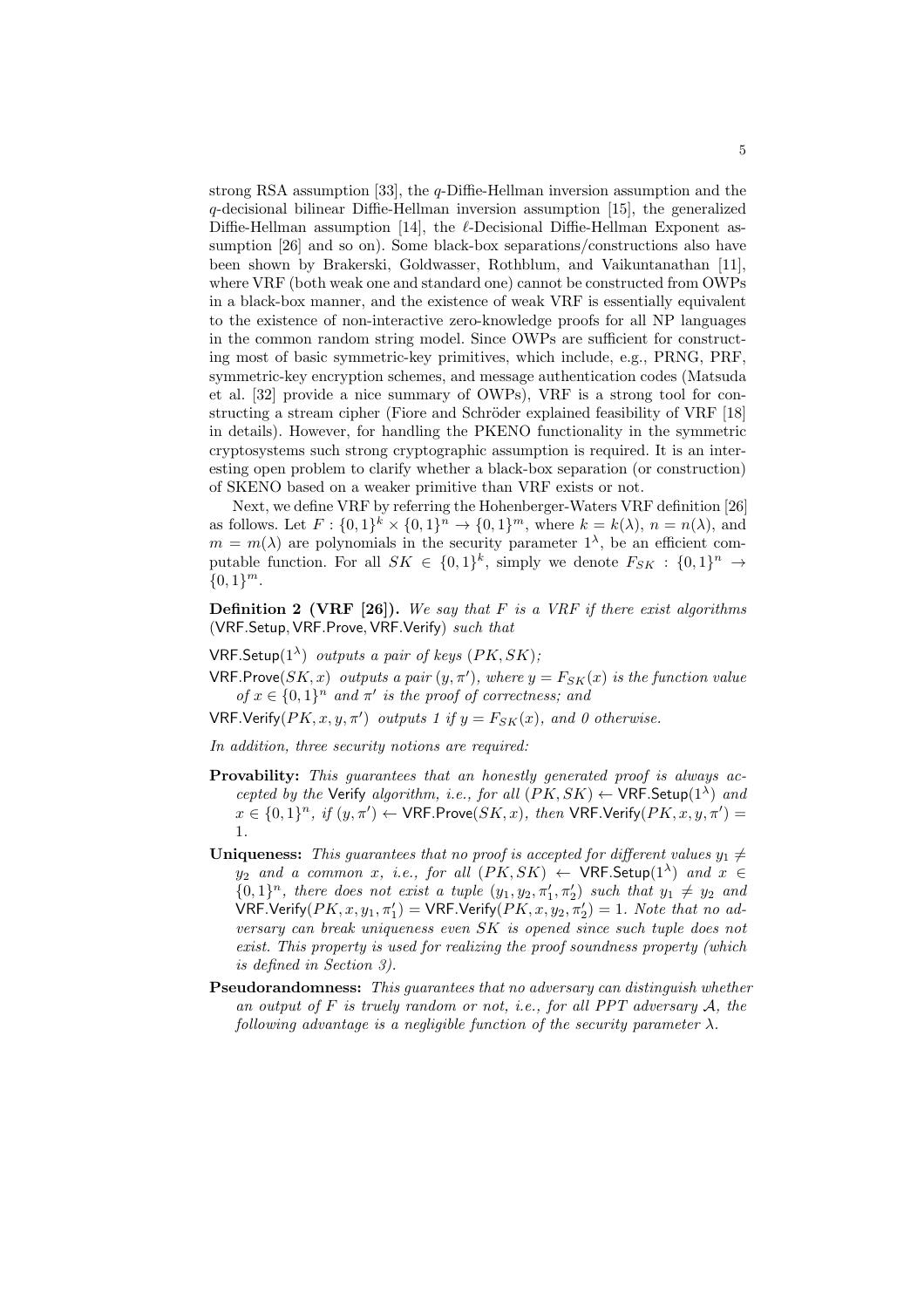strong RSA assumption [33], the $q$-Diffie-Hellman inversion assumption and the $q$-decisional bilinear Diffie-Hellman inversion assumption [15], the generalized Diffie-Hellman assumption [14], the $\ell$-Decisional Diffie-Hellman Exponent assumption [26] and so on). Some black-box separations/constructions also have been shown by Brakerski, Goldwasser, Rothblum, and Vaikuntanathan [11], where VRF (both weak one and standard one) cannot be constructed from OWPs in a black-box manner, and the existence of weak VRF is essentially equivalent to the existence of non-interactive zero-knowledge proofs for all NP languages in the common random string model. Since OWPs are sufficient for constructing most of basic symmetric-key primitives, which include, e.g., PRNG, PRF, symmetric-key encryption schemes, and message authentication codes (Matsuda et al. [32] provide a nice summary of OWPs), VRF is a strong tool for constructing a stream cipher (Fiore and Schröder explained feasibility of VRF [18] in details). However, for handling the PKENO functionality in the symmetric cryptosystems such strong cryptographic assumption is required. It is an interesting open problem to clarify whether a black-box separation (or construction) of SKENO based on a weaker primitive than VRF exists or not.

Next, we define VRF by referring the Hohenberger-Waters VRF definition [26] as follows. Let $F : \{0,1\}^k \times \{0,1\}^n \to \{0,1\}^m$, where $k = k(\lambda)$, $n = n(\lambda)$, and $m = m(\lambda)$ are polynomials in the security parameter $1^\lambda$, be an efficient computable function. For all $SK \in \{0,1\}^k$, simply we denote $F_{SK} : \{0,1\}^n \to \{0,1\}^m$.

**Definition 2 (VRF [26]).** *We say that $F$ is a VRF if there exist algorithms* $(\mathsf{VRF.Setup}, \mathsf{VRF.Prove}, \mathsf{VRF.Verify})$ *such that*

$\mathsf{VRF.Setup}(1^\lambda)$ *outputs a pair of keys $(PK, SK)$;*

$\mathsf{VRF.Prove}(SK, x)$ *outputs a pair $(y, \pi')$, where $y = F_{SK}(x)$ is the function value of $x \in \{0,1\}^n$ and $\pi'$ is the proof of correctness; and*

$\mathsf{VRF.Verify}(PK, x, y, \pi')$ *outputs 1 if $y = F_{SK}(x)$, and 0 otherwise.*

*In addition, three security notions are required:*

**Provability:** *This guarantees that an honestly generated proof is always accepted by the* $\mathsf{Verify}$ *algorithm, i.e., for all $(PK, SK) \leftarrow \mathsf{VRF.Setup}(1^\lambda)$ and $x \in \{0,1\}^n$, if $(y, \pi') \leftarrow \mathsf{VRF.Prove}(SK, x)$, then $\mathsf{VRF.Verify}(PK, x, y, \pi') = 1$.*

**Uniqueness:** *This guarantees that no proof is accepted for different values $y_1 \neq y_2$ and a common $x$, i.e., for all $(PK, SK) \leftarrow \mathsf{VRF.Setup}(1^\lambda)$ and $x \in \{0,1\}^n$, there does not exist a tuple $(y_1, y_2, \pi'_1, \pi'_2)$ such that $y_1 \neq y_2$ and $\mathsf{VRF.Verify}(PK, x, y_1, \pi'_1) = \mathsf{VRF.Verify}(PK, x, y_2, \pi'_2) = 1$. Note that no adversary can break uniqueness even $SK$ is opened since such tuple does not exist. This property is used for realizing the proof soundness property (which is defined in Section 3).*

**Pseudorandomness:** *This guarantees that no adversary can distinguish whether an output of $F$ is truely random or not, i.e., for all PPT adversary $\mathcal{A}$, the following advantage is a negligible function of the security parameter $\lambda$.*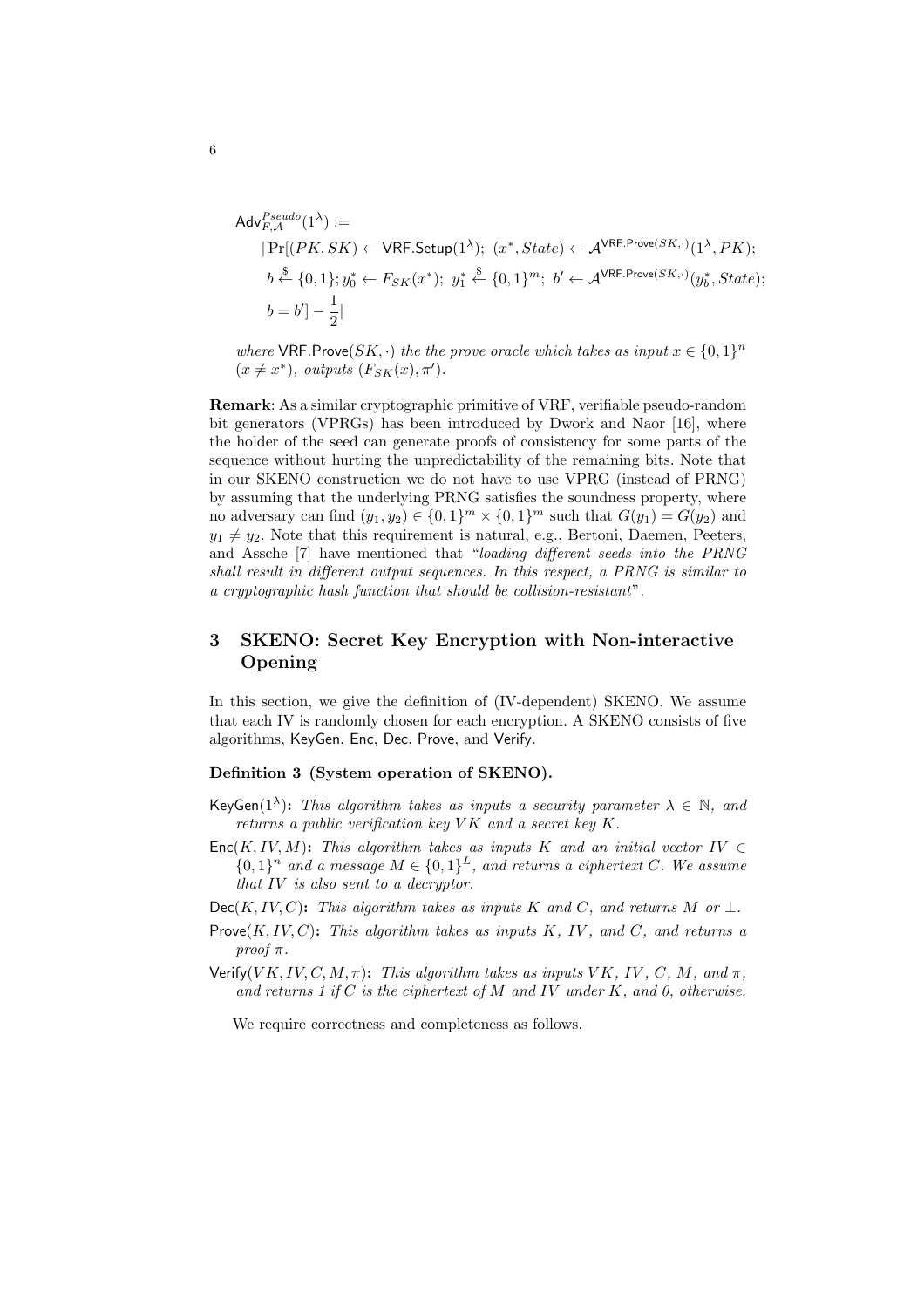$$
\begin{aligned}
&\mathsf{Adv}^{Pseudo}_{F,\mathcal{A}}(1^\lambda) := \\
&\quad |\Pr[(PK, SK) \leftarrow \mathsf{VRF.Setup}(1^\lambda);\ (x^*, State) \leftarrow \mathcal{A}^{\mathsf{VRF.Prove}(SK,\cdot)}(1^\lambda, PK); \\
&\quad b \xleftarrow{\$} \{0,1\}; y_0^* \leftarrow F_{SK}(x^*);\ y_1^* \xleftarrow{\$} \{0,1\}^m;\ b' \leftarrow \mathcal{A}^{\mathsf{VRF.Prove}(SK,\cdot)}(y_b^*, State); \\
&\quad b = b'] - \frac{1}{2}|
\end{aligned}
$$

*where* $\mathsf{VRF.Prove}(SK, \cdot)$ *the the prove oracle which takes as input* $x \in \{0,1\}^n$ $(x \neq x^*)$*, outputs* $(F_{SK}(x), \pi')$.

**Remark**: As a similar cryptographic primitive of VRF, verifiable pseudo-random bit generators (VPRGs) has been introduced by Dwork and Naor [16], where the holder of the seed can generate proofs of consistency for some parts of the sequence without hurting the unpredictability of the remaining bits. Note that in our SKENO construction we do not have to use VPRG (instead of PRNG) by assuming that the underlying PRNG satisfies the soundness property, where no adversary can find $(y_1, y_2) \in \{0,1\}^m \times \{0,1\}^m$ such that $G(y_1) = G(y_2)$ and $y_1 \neq y_2$. Note that this requirement is natural, e.g., Bertoni, Daemen, Peeters, and Assche [7] have mentioned that "*loading different seeds into the PRNG shall result in different output sequences. In this respect, a PRNG is similar to a cryptographic hash function that should be collision-resistant*".

## 3 SKENO: Secret Key Encryption with Non-interactive Opening

In this section, we give the definition of (IV-dependent) SKENO. We assume that each IV is randomly chosen for each encryption. A SKENO consists of five algorithms, KeyGen, Enc, Dec, Prove, and Verify.

**Definition 3 (System operation of SKENO).**

$\mathsf{KeyGen}(1^\lambda)$**:** *This algorithm takes as inputs a security parameter* $\lambda \in \mathbb{N}$*, and returns a public verification key* $VK$ *and a secret key* $K$.

$\mathsf{Enc}(K, IV, M)$**:** *This algorithm takes as inputs* $K$ *and an initial vector* $IV \in \{0,1\}^n$ *and a message* $M \in \{0,1\}^L$*, and returns a ciphertext* $C$*. We assume that* $IV$ *is also sent to a decryptor.*

$\mathsf{Dec}(K, IV, C)$**:** *This algorithm takes as inputs* $K$ *and* $C$*, and returns* $M$ *or* $\perp$.

$\mathsf{Prove}(K, IV, C)$**:** *This algorithm takes as inputs* $K$*,* $IV$*, and* $C$*, and returns a proof* $\pi$.

$\mathsf{Verify}(VK, IV, C, M, \pi)$**:** *This algorithm takes as inputs* $VK$*,* $IV$*,* $C$*,* $M$*, and* $\pi$*, and returns 1 if* $C$ *is the ciphertext of* $M$ *and* $IV$ *under* $K$*, and 0, otherwise.*

We require correctness and completeness as follows.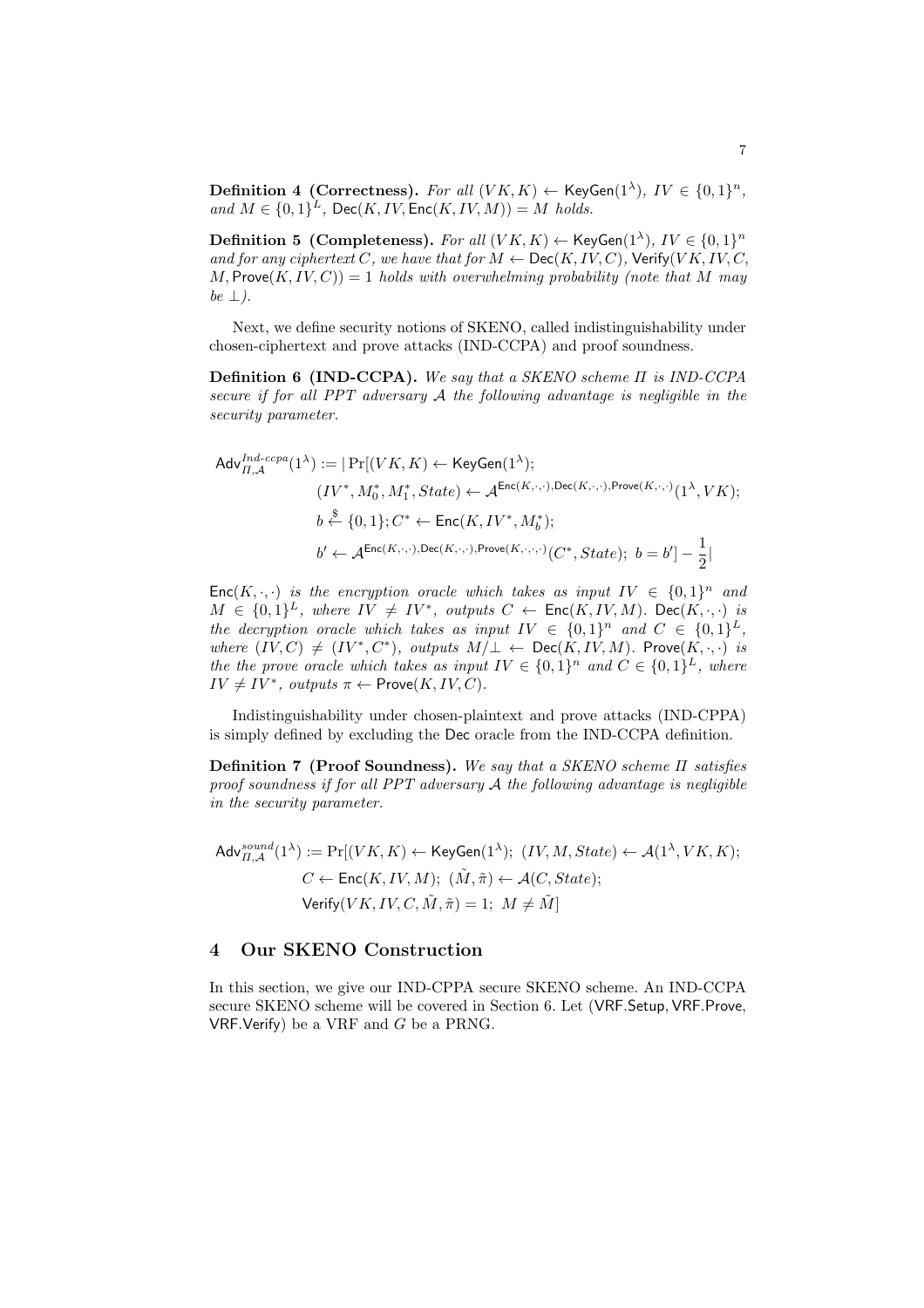**Definition 4 (Correctness).** *For all* $(VK, K) \leftarrow \mathsf{KeyGen}(1^\lambda)$*,* $IV \in \{0,1\}^n$*, and* $M \in \{0,1\}^L$*,* $\mathsf{Dec}(K, IV, \mathsf{Enc}(K, IV, M)) = M$ *holds.*

**Definition 5 (Completeness).** *For all* $(VK, K) \leftarrow \mathsf{KeyGen}(1^\lambda)$*,* $IV \in \{0,1\}^n$ *and for any ciphertext* $C$*, we have that for* $M \leftarrow \mathsf{Dec}(K, IV, C)$*,* $\mathsf{Verify}(VK, IV, C, M, \mathsf{Prove}(K, IV, C)) = 1$ *holds with overwhelming probability (note that* $M$ *may be* $\perp$*).*

Next, we define security notions of SKENO, called indistinguishability under chosen-ciphertext and prove attacks (IND-CCPA) and proof soundness.

**Definition 6 (IND-CCPA).** *We say that a SKENO scheme* $\Pi$ *is IND-CCPA secure if for all PPT adversary* $\mathcal{A}$ *the following advantage is negligible in the security parameter.*

$$
\begin{aligned}
\mathsf{Adv}^{Ind\text{-}ccpa}_{\Pi,\mathcal{A}}(1^\lambda) := |\Pr[&(VK, K) \leftarrow \mathsf{KeyGen}(1^\lambda);\\
&(IV^*, M_0^*, M_1^*, State) \leftarrow \mathcal{A}^{\mathsf{Enc}(K,\cdot,\cdot),\mathsf{Dec}(K,\cdot,\cdot),\mathsf{Prove}(K,\cdot,\cdot)}(1^\lambda, VK);\\
&b \xleftarrow{\$} \{0,1\}; C^* \leftarrow \mathsf{Enc}(K, IV^*, M_b^*);\\
&b' \leftarrow \mathcal{A}^{\mathsf{Enc}(K,\cdot,\cdot),\mathsf{Dec}(K,\cdot,\cdot),\mathsf{Prove}(K,\cdot,\cdot,\cdot)}(C^*, State);\ b = b'] - \frac{1}{2}|
\end{aligned}
$$

$\mathsf{Enc}(K,\cdot,\cdot)$ *is the encryption oracle which takes as input* $IV \in \{0,1\}^n$ *and* $M \in \{0,1\}^L$*, where* $IV \neq IV^*$*, outputs* $C \leftarrow \mathsf{Enc}(K, IV, M)$*.* $\mathsf{Dec}(K,\cdot,\cdot)$ *is the decryption oracle which takes as input* $IV \in \{0,1\}^n$ *and* $C \in \{0,1\}^L$*, where* $(IV, C) \neq (IV^*, C^*)$*, outputs* $M/\perp \leftarrow \mathsf{Dec}(K, IV, M)$*.* $\mathsf{Prove}(K,\cdot,\cdot)$ *is the the prove oracle which takes as input* $IV \in \{0,1\}^n$ *and* $C \in \{0,1\}^L$*, where* $IV \neq IV^*$*, outputs* $\pi \leftarrow \mathsf{Prove}(K, IV, C)$*.*

Indistinguishability under chosen-plaintext and prove attacks (IND-CPPA) is simply defined by excluding the Dec oracle from the IND-CCPA definition.

**Definition 7 (Proof Soundness).** *We say that a SKENO scheme* $\Pi$ *satisfies proof soundness if for all PPT adversary* $\mathcal{A}$ *the following advantage is negligible in the security parameter.*

$$
\begin{aligned}
\mathsf{Adv}^{sound}_{\Pi,\mathcal{A}}(1^\lambda) := \Pr[&(VK, K) \leftarrow \mathsf{KeyGen}(1^\lambda);\ (IV, M, State) \leftarrow \mathcal{A}(1^\lambda, VK, K);\\
&C \leftarrow \mathsf{Enc}(K, IV, M);\ (\tilde{M}, \tilde{\pi}) \leftarrow \mathcal{A}(C, State);\\
&\mathsf{Verify}(VK, IV, C, \tilde{M}, \tilde{\pi}) = 1;\ M \neq \tilde{M}]
\end{aligned}
$$

## 4 Our SKENO Construction

In this section, we give our IND-CPPA secure SKENO scheme. An IND-CCPA secure SKENO scheme will be covered in Section 6. Let (VRF.Setup, VRF.Prove, VRF.Verify) be a VRF and $G$ be a PRNG.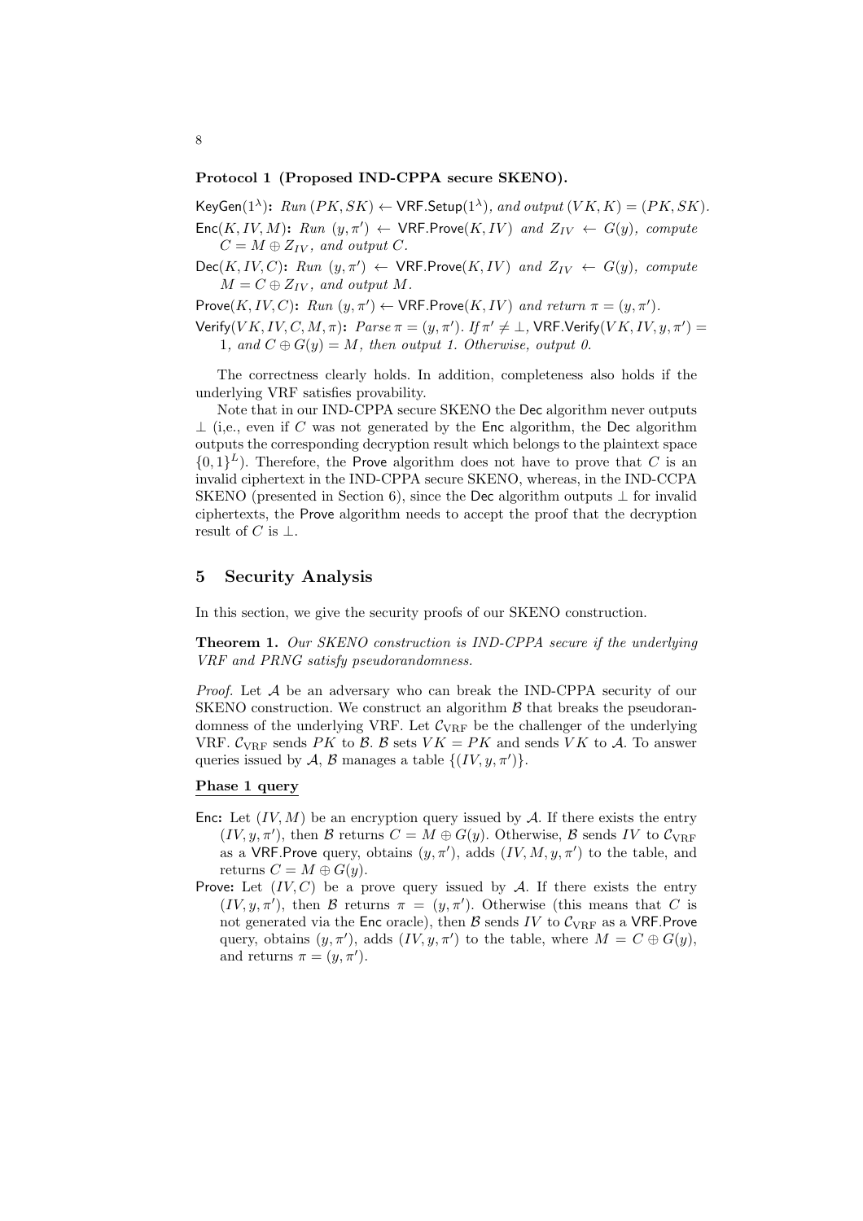**Protocol 1 (Proposed IND-CPPA secure SKENO).**

$\mathsf{KeyGen}(1^\lambda)$**:** *Run* $(PK, SK) \leftarrow \mathsf{VRF.Setup}(1^\lambda)$*, and output* $(VK, K) = (PK, SK)$*.*

$\mathsf{Enc}(K, IV, M)$**:** *Run* $(y, \pi') \leftarrow \mathsf{VRF.Prove}(K, IV)$ *and* $Z_{IV} \leftarrow G(y)$*, compute* $C = M \oplus Z_{IV}$*, and output* $C$*.*

$\mathsf{Dec}(K, IV, C)$**:** *Run* $(y, \pi') \leftarrow \mathsf{VRF.Prove}(K, IV)$ *and* $Z_{IV} \leftarrow G(y)$*, compute* $M = C \oplus Z_{IV}$*, and output* $M$*.*

$\mathsf{Prove}(K, IV, C)$**:** *Run* $(y, \pi') \leftarrow \mathsf{VRF.Prove}(K, IV)$ *and return* $\pi = (y, \pi')$*.*

$\mathsf{Verify}(VK, IV, C, M, \pi)$**:** *Parse* $\pi = (y, \pi')$*. If* $\pi' \neq \bot$*,* $\mathsf{VRF.Verify}(VK, IV, y, \pi') = 1$*, and* $C \oplus G(y) = M$*, then output 1. Otherwise, output 0.*

The correctness clearly holds. In addition, completeness also holds if the underlying VRF satisfies provability.

Note that in our IND-CPPA secure SKENO the Dec algorithm never outputs $\bot$ (i,e., even if $C$ was not generated by the Enc algorithm, the Dec algorithm outputs the corresponding decryption result which belongs to the plaintext space $\{0,1\}^L$). Therefore, the Prove algorithm does not have to prove that $C$ is an invalid ciphertext in the IND-CPPA secure SKENO, whereas, in the IND-CCPA SKENO (presented in Section 6), since the Dec algorithm outputs $\bot$ for invalid ciphertexts, the Prove algorithm needs to accept the proof that the decryption result of $C$ is $\bot$.

## 5 Security Analysis

In this section, we give the security proofs of our SKENO construction.

**Theorem 1.** *Our SKENO construction is IND-CPPA secure if the underlying VRF and PRNG satisfy pseudorandomness.*

*Proof.* Let $\mathcal{A}$ be an adversary who can break the IND-CPPA security of our SKENO construction. We construct an algorithm $\mathcal{B}$ that breaks the pseudorandomness of the underlying VRF. Let $\mathcal{C}_{\mathrm{VRF}}$ be the challenger of the underlying VRF. $\mathcal{C}_{\mathrm{VRF}}$ sends $PK$ to $\mathcal{B}$. $\mathcal{B}$ sets $VK = PK$ and sends $VK$ to $\mathcal{A}$. To answer queries issued by $\mathcal{A}$, $\mathcal{B}$ manages a table $\{(IV, y, \pi')\}$.

**Phase 1 query**

Enc**:** Let $(IV, M)$ be an encryption query issued by $\mathcal{A}$. If there exists the entry $(IV, y, \pi')$, then $\mathcal{B}$ returns $C = M \oplus G(y)$. Otherwise, $\mathcal{B}$ sends $IV$ to $\mathcal{C}_{\mathrm{VRF}}$ as a VRF.Prove query, obtains $(y, \pi')$, adds $(IV, M, y, \pi')$ to the table, and returns $C = M \oplus G(y)$.

Prove**:** Let $(IV, C)$ be a prove query issued by $\mathcal{A}$. If there exists the entry $(IV, y, \pi')$, then $\mathcal{B}$ returns $\pi = (y, \pi')$. Otherwise (this means that $C$ is not generated via the Enc oracle), then $\mathcal{B}$ sends $IV$ to $\mathcal{C}_{\mathrm{VRF}}$ as a VRF.Prove query, obtains $(y, \pi')$, adds $(IV, y, \pi')$ to the table, where $M = C \oplus G(y)$, and returns $\pi = (y, \pi')$.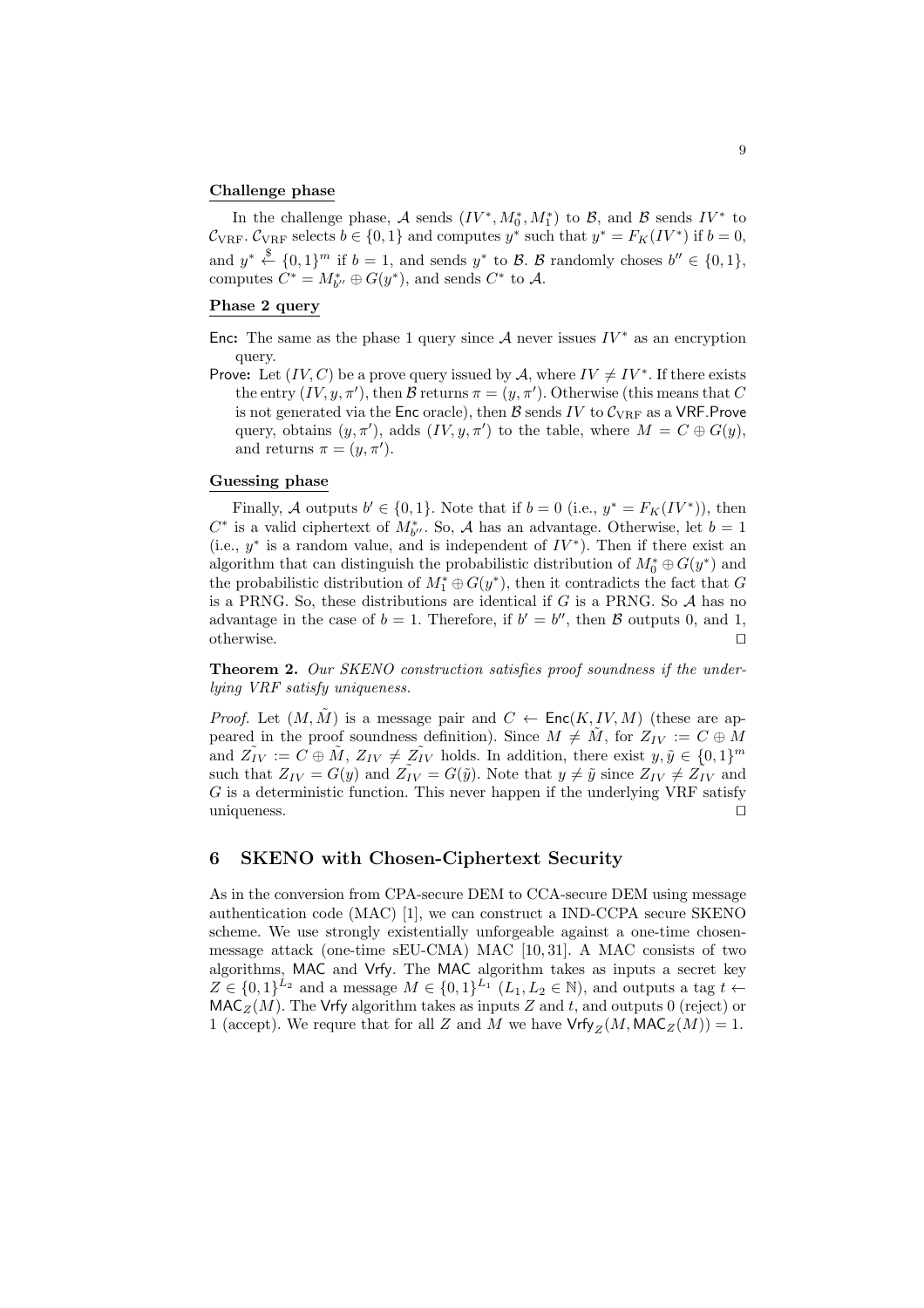**Challenge phase**

In the challenge phase, $\mathcal{A}$ sends $(IV^*, M_0^*, M_1^*)$ to $\mathcal{B}$, and $\mathcal{B}$ sends $IV^*$ to $\mathcal{C}_{\mathrm{VRF}}$. $\mathcal{C}_{\mathrm{VRF}}$ selects $b \in \{0,1\}$ and computes $y^*$ such that $y^* = F_K(IV^*)$ if $b = 0$, and $y^* \xleftarrow{\$} \{0,1\}^m$ if $b = 1$, and sends $y^*$ to $\mathcal{B}$. $\mathcal{B}$ randomly choses $b'' \in \{0,1\}$, computes $C^* = M_{b''}^* \oplus G(y^*)$, and sends $C^*$ to $\mathcal{A}$.

**Phase 2 query**

- Enc: The same as the phase 1 query since $\mathcal{A}$ never issues $IV^*$ as an encryption query.
- Prove: Let $(IV, C)$ be a prove query issued by $\mathcal{A}$, where $IV \neq IV^*$. If there exists the entry $(IV, y, \pi')$, then $\mathcal{B}$ returns $\pi = (y, \pi')$. Otherwise (this means that $C$ is not generated via the Enc oracle), then $\mathcal{B}$ sends $IV$ to $\mathcal{C}_{\mathrm{VRF}}$ as a VRF.Prove query, obtains $(y, \pi')$, adds $(IV, y, \pi')$ to the table, where $M = C \oplus G(y)$, and returns $\pi = (y, \pi')$.

**Guessing phase**

Finally, $\mathcal{A}$ outputs $b' \in \{0,1\}$. Note that if $b = 0$ (i.e., $y^* = F_K(IV^*)$), then $C^*$ is a valid ciphertext of $M_{b''}^*$. So, $\mathcal{A}$ has an advantage. Otherwise, let $b = 1$ (i.e., $y^*$ is a random value, and is independent of $IV^*$). Then if there exist an algorithm that can distinguish the probabilistic distribution of $M_0^* \oplus G(y^*)$ and the probabilistic distribution of $M_1^* \oplus G(y^*)$, then it contradicts the fact that $G$ is a PRNG. So, these distributions are identical if $G$ is a PRNG. So $\mathcal{A}$ has no advantage in the case of $b = 1$. Therefore, if $b' = b''$, then $\mathcal{B}$ outputs 0, and 1, otherwise. $\square$

**Theorem 2.** *Our SKENO construction satisfies proof soundness if the underlying VRF satisfy uniqueness.*

*Proof.* Let $(M, \tilde{M})$ is a message pair and $C \leftarrow \mathsf{Enc}(K, IV, M)$ (these are appeared in the proof soundness definition). Since $M \neq \tilde{M}$, for $Z_{IV} := C \oplus M$ and $\tilde{Z_{IV}} := C \oplus \tilde{M}$, $Z_{IV} \neq \tilde{Z_{IV}}$ holds. In addition, there exist $y, \tilde{y} \in \{0,1\}^m$ such that $Z_{IV} = G(y)$ and $\tilde{Z_{IV}} = G(\tilde{y})$. Note that $y \neq \tilde{y}$ since $Z_{IV} \neq \tilde{Z_{IV}}$ and $G$ is a deterministic function. This never happen if the underlying VRF satisfy uniqueness. $\square$

## 6 SKENO with Chosen-Ciphertext Security

As in the conversion from CPA-secure DEM to CCA-secure DEM using message authentication code (MAC) [1], we can construct a IND-CCPA secure SKENO scheme. We use strongly existentially unforgeable against a one-time chosen-message attack (one-time sEU-CMA) MAC [10, 31]. A MAC consists of two algorithms, MAC and Vrfy. The MAC algorithm takes as inputs a secret key $Z \in \{0,1\}^{L_2}$ and a message $M \in \{0,1\}^{L_1}$ ($L_1, L_2 \in \mathbb{N}$), and outputs a tag $t \leftarrow \mathsf{MAC}_Z(M)$. The Vrfy algorithm takes as inputs $Z$ and $t$, and outputs 0 (reject) or 1 (accept). We requre that for all $Z$ and $M$ we have $\mathsf{Vrfy}_Z(M, \mathsf{MAC}_Z(M)) = 1$.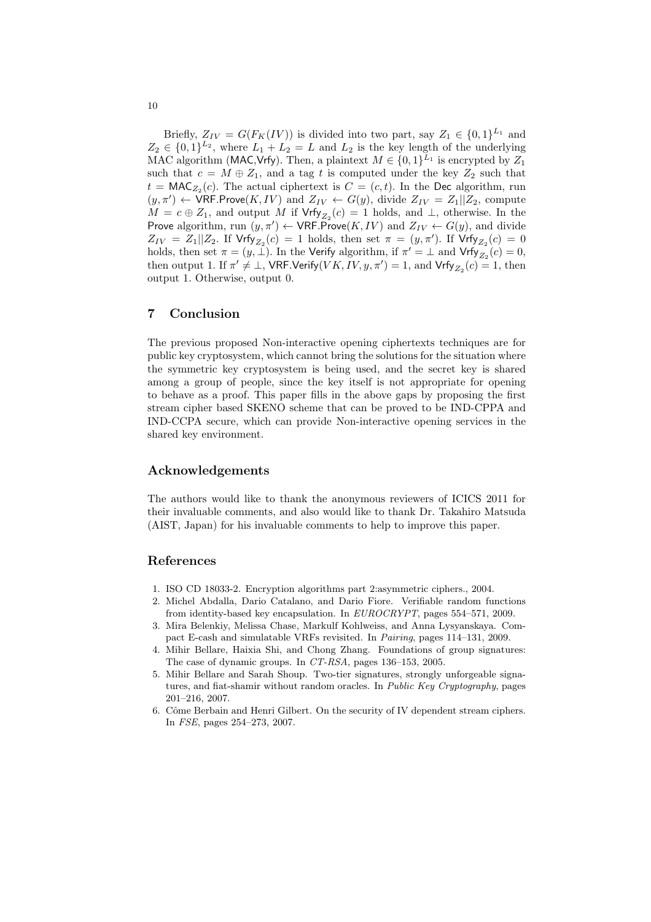Briefly, $Z_{IV} = G(F_K(IV))$ is divided into two part, say $Z_1 \in \{0,1\}^{L_1}$ and $Z_2 \in \{0,1\}^{L_2}$, where $L_1 + L_2 = L$ and $L_2$ is the key length of the underlying MAC algorithm (MAC,Vrfy). Then, a plaintext $M \in \{0,1\}^{L_1}$ is encrypted by $Z_1$ such that $c = M \oplus Z_1$, and a tag $t$ is computed under the key $Z_2$ such that $t = \mathsf{MAC}_{Z_2}(c)$. The actual ciphertext is $C = (c, t)$. In the Dec algorithm, run $(y, \pi') \leftarrow \mathsf{VRF.Prove}(K, IV)$ and $Z_{IV} \leftarrow G(y)$, divide $Z_{IV} = Z_1 || Z_2$, compute $M = c \oplus Z_1$, and output $M$ if $\mathsf{Vrfy}_{Z_2}(c) = 1$ holds, and $\perp$, otherwise. In the Prove algorithm, run $(y, \pi') \leftarrow \mathsf{VRF.Prove}(K, IV)$ and $Z_{IV} \leftarrow G(y)$, and divide $Z_{IV} = Z_1 || Z_2$. If $\mathsf{Vrfy}_{Z_2}(c) = 1$ holds, then set $\pi = (y, \pi')$. If $\mathsf{Vrfy}_{Z_2}(c) = 0$ holds, then set $\pi = (y, \perp)$. In the Verify algorithm, if $\pi' = \perp$ and $\mathsf{Vrfy}_{Z_2}(c) = 0$, then output 1. If $\pi' \neq \perp$, $\mathsf{VRF.Verify}(VK, IV, y, \pi') = 1$, and $\mathsf{Vrfy}_{Z_2}(c) = 1$, then output 1. Otherwise, output 0.

## 7 Conclusion

The previous proposed Non-interactive opening ciphertexts techniques are for public key cryptosystem, which cannot bring the solutions for the situation where the symmetric key cryptosystem is being used, and the secret key is shared among a group of people, since the key itself is not appropriate for opening to behave as a proof. This paper fills in the above gaps by proposing the first stream cipher based SKENO scheme that can be proved to be IND-CPPA and IND-CCPA secure, which can provide Non-interactive opening services in the shared key environment.

## Acknowledgements

The authors would like to thank the anonymous reviewers of ICICS 2011 for their invaluable comments, and also would like to thank Dr. Takahiro Matsuda (AIST, Japan) for his invaluable comments to help to improve this paper.

## References

1. ISO CD 18033-2. Encryption algorithms part 2:asymmetric ciphers., 2004.
2. Michel Abdalla, Dario Catalano, and Dario Fiore. Verifiable random functions from identity-based key encapsulation. In *EUROCRYPT*, pages 554–571, 2009.
3. Mira Belenkiy, Melissa Chase, Markulf Kohlweiss, and Anna Lysyanskaya. Compact E-cash and simulatable VRFs revisited. In *Pairing*, pages 114–131, 2009.
4. Mihir Bellare, Haixia Shi, and Chong Zhang. Foundations of group signatures: The case of dynamic groups. In *CT-RSA*, pages 136–153, 2005.
5. Mihir Bellare and Sarah Shoup. Two-tier signatures, strongly unforgeable signatures, and fiat-shamir without random oracles. In *Public Key Cryptography*, pages 201–216, 2007.
6. Côme Berbain and Henri Gilbert. On the security of IV dependent stream ciphers. In *FSE*, pages 254–273, 2007.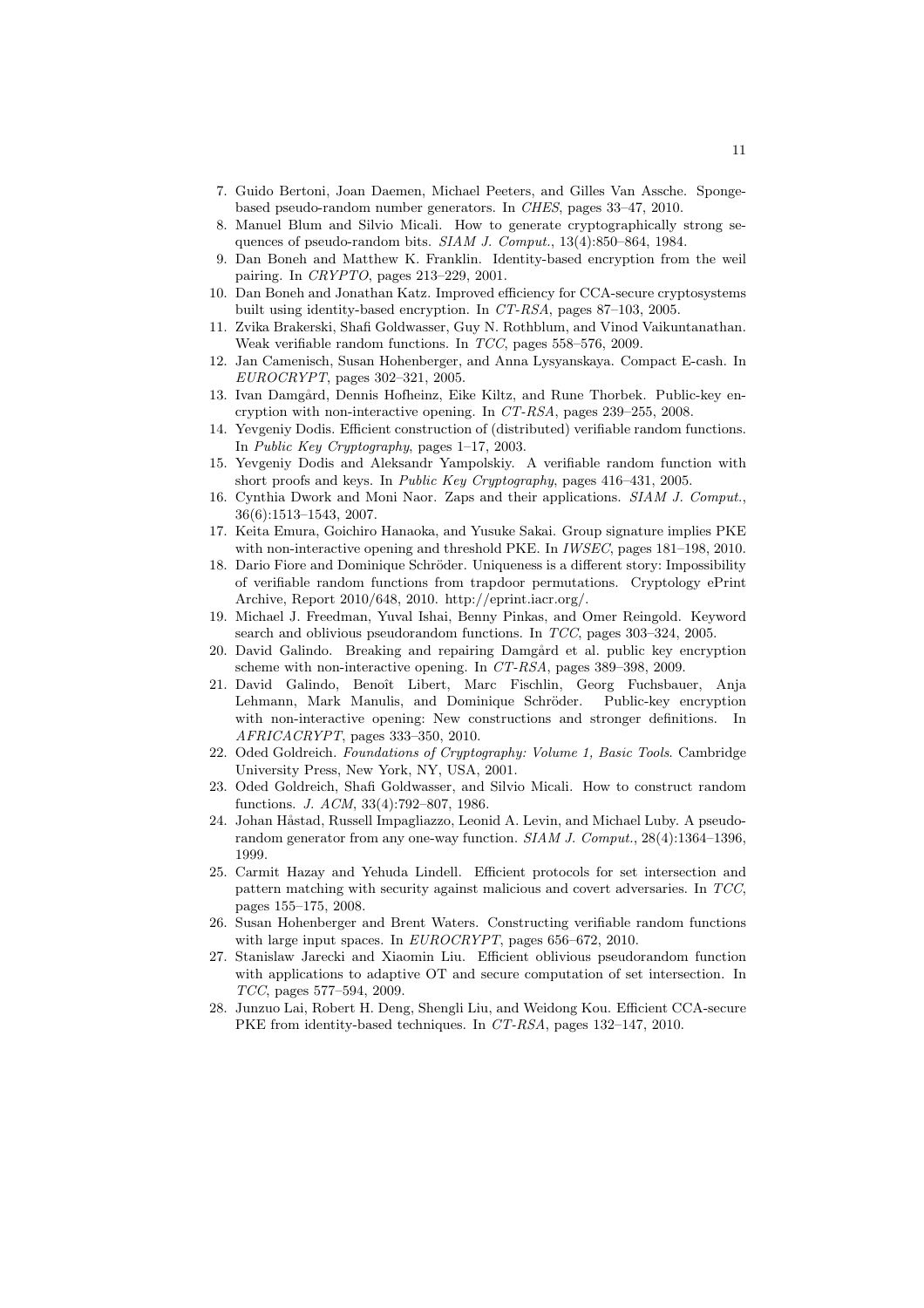7. Guido Bertoni, Joan Daemen, Michael Peeters, and Gilles Van Assche. Sponge-based pseudo-random number generators. In *CHES*, pages 33–47, 2010.
8. Manuel Blum and Silvio Micali. How to generate cryptographically strong sequences of pseudo-random bits. *SIAM J. Comput.*, 13(4):850–864, 1984.
9. Dan Boneh and Matthew K. Franklin. Identity-based encryption from the weil pairing. In *CRYPTO*, pages 213–229, 2001.
10. Dan Boneh and Jonathan Katz. Improved efficiency for CCA-secure cryptosystems built using identity-based encryption. In *CT-RSA*, pages 87–103, 2005.
11. Zvika Brakerski, Shafi Goldwasser, Guy N. Rothblum, and Vinod Vaikuntanathan. Weak verifiable random functions. In *TCC*, pages 558–576, 2009.
12. Jan Camenisch, Susan Hohenberger, and Anna Lysyanskaya. Compact E-cash. In *EUROCRYPT*, pages 302–321, 2005.
13. Ivan Damgård, Dennis Hofheinz, Eike Kiltz, and Rune Thorbek. Public-key encryption with non-interactive opening. In *CT-RSA*, pages 239–255, 2008.
14. Yevgeniy Dodis. Efficient construction of (distributed) verifiable random functions. In *Public Key Cryptography*, pages 1–17, 2003.
15. Yevgeniy Dodis and Aleksandr Yampolskiy. A verifiable random function with short proofs and keys. In *Public Key Cryptography*, pages 416–431, 2005.
16. Cynthia Dwork and Moni Naor. Zaps and their applications. *SIAM J. Comput.*, 36(6):1513–1543, 2007.
17. Keita Emura, Goichiro Hanaoka, and Yusuke Sakai. Group signature implies PKE with non-interactive opening and threshold PKE. In *IWSEC*, pages 181–198, 2010.
18. Dario Fiore and Dominique Schröder. Uniqueness is a different story: Impossibility of verifiable random functions from trapdoor permutations. Cryptology ePrint Archive, Report 2010/648, 2010. http://eprint.iacr.org/.
19. Michael J. Freedman, Yuval Ishai, Benny Pinkas, and Omer Reingold. Keyword search and oblivious pseudorandom functions. In *TCC*, pages 303–324, 2005.
20. David Galindo. Breaking and repairing Damgård et al. public key encryption scheme with non-interactive opening. In *CT-RSA*, pages 389–398, 2009.
21. David Galindo, Benoît Libert, Marc Fischlin, Georg Fuchsbauer, Anja Lehmann, Mark Manulis, and Dominique Schröder. Public-key encryption with non-interactive opening: New constructions and stronger definitions. In *AFRICACRYPT*, pages 333–350, 2010.
22. Oded Goldreich. *Foundations of Cryptography: Volume 1, Basic Tools*. Cambridge University Press, New York, NY, USA, 2001.
23. Oded Goldreich, Shafi Goldwasser, and Silvio Micali. How to construct random functions. *J. ACM*, 33(4):792–807, 1986.
24. Johan Håstad, Russell Impagliazzo, Leonid A. Levin, and Michael Luby. A pseudorandom generator from any one-way function. *SIAM J. Comput.*, 28(4):1364–1396, 1999.
25. Carmit Hazay and Yehuda Lindell. Efficient protocols for set intersection and pattern matching with security against malicious and covert adversaries. In *TCC*, pages 155–175, 2008.
26. Susan Hohenberger and Brent Waters. Constructing verifiable random functions with large input spaces. In *EUROCRYPT*, pages 656–672, 2010.
27. Stanislaw Jarecki and Xiaomin Liu. Efficient oblivious pseudorandom function with applications to adaptive OT and secure computation of set intersection. In *TCC*, pages 577–594, 2009.
28. Junzuo Lai, Robert H. Deng, Shengli Liu, and Weidong Kou. Efficient CCA-secure PKE from identity-based techniques. In *CT-RSA*, pages 132–147, 2010.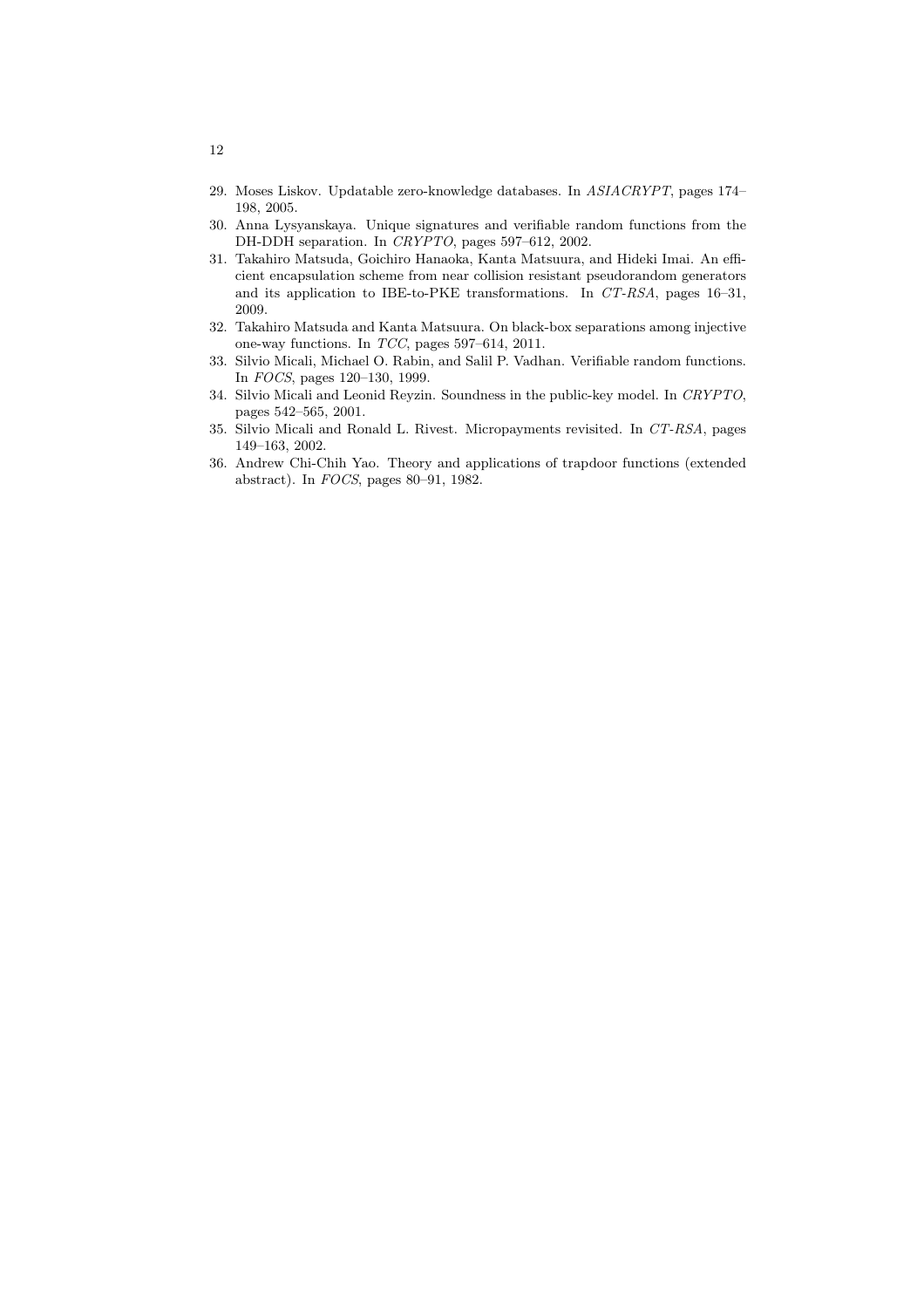29. Moses Liskov. Updatable zero-knowledge databases. In *ASIACRYPT*, pages 174–198, 2005.
30. Anna Lysyanskaya. Unique signatures and verifiable random functions from the DH-DDH separation. In *CRYPTO*, pages 597–612, 2002.
31. Takahiro Matsuda, Goichiro Hanaoka, Kanta Matsuura, and Hideki Imai. An efficient encapsulation scheme from near collision resistant pseudorandom generators and its application to IBE-to-PKE transformations. In *CT-RSA*, pages 16–31, 2009.
32. Takahiro Matsuda and Kanta Matsuura. On black-box separations among injective one-way functions. In *TCC*, pages 597–614, 2011.
33. Silvio Micali, Michael O. Rabin, and Salil P. Vadhan. Verifiable random functions. In *FOCS*, pages 120–130, 1999.
34. Silvio Micali and Leonid Reyzin. Soundness in the public-key model. In *CRYPTO*, pages 542–565, 2001.
35. Silvio Micali and Ronald L. Rivest. Micropayments revisited. In *CT-RSA*, pages 149–163, 2002.
36. Andrew Chi-Chih Yao. Theory and applications of trapdoor functions (extended abstract). In *FOCS*, pages 80–91, 1982.